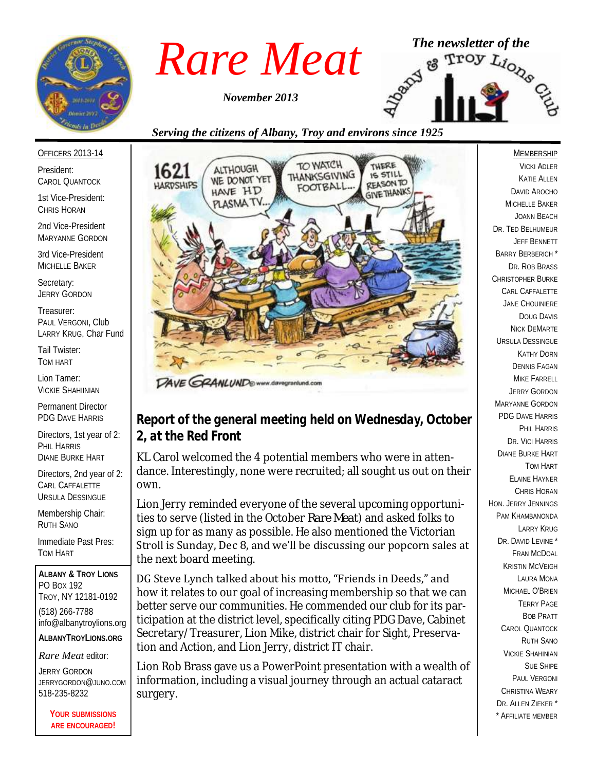# Rare Meat

*The newsletter of the Albany & Troy Lions Club*

***November 2013***

***Serving the citizens of Albany, Troy and environs since 1925***

## Report of the general meeting held on Wednesday, October 2, at the Red Front

KL Carol welcomed the 4 potential members who were in attendance. Interestingly, none were recruited; all sought us out on their own.

Lion Jerry reminded everyone of the several upcoming opportunities to serve (listed in the October *Rare Meat*) and asked folks to sign up for as many as possible. He also mentioned the Victorian Stroll is Sunday, Dec 8, and we'll be discussing our popcorn sales at the next board meeting.

DG Steve Lynch talked about his motto, "Friends in Deeds," and how it relates to our goal of increasing membership so that we can better serve our communities. He commended our club for its participation at the district level, specifically citing PDG Dave, Cabinet Secretary/Treasurer, Lion Mike, district chair for Sight, Preservation and Action, and Lion Jerry, district IT chair.

Lion Rob Brass gave us a PowerPoint presentation with a wealth of information, including a visual journey through an actual cataract surgery.

---

OFFICERS 2013-14

President:
CAROL QUANTOCK

1st Vice-President:
CHRIS HORAN

2nd Vice-President
MARYANNE GORDON

3rd Vice-President
MICHELLE BAKER

Secretary:
JERRY GORDON

Treasurer:
PAUL VERGONI, Club
LARRY KRUG, Char Fund

Tail Twister:
TOM HART

Lion Tamer:
VICKIE SHAHIINIAN

Permanent Director
PDG DAVE HARRIS

Directors, 1st year of 2:
PHIL HARRIS
DIANE BURKE HART

Directors, 2nd year of 2:
CARL CAFFALETTE
URSULA DESSINGUE

Membership Chair:
RUTH SANO

Immediate Past Pres:
TOM HART

**ALBANY & TROY LIONS**
PO BOX 192
TROY, NY 12181-0192
(518) 266-7788
info@albanytroylions.org

**ALBANYTROYLIONS.ORG**

*Rare Meat* editor:
JERRY GORDON
JERRYGORDON@JUNO.COM
518-235-8232

**YOUR SUBMISSIONS ARE ENCOURAGED!**

---

MEMBERSHIP

VICKI ADLER
KATIE ALLEN
DAVID AROCHO
MICHELLE BAKER
JOANN BEACH
DR. TED BELHUMEUR
JEFF BENNETT
BARRY BERBERICH *
DR. ROB BRASS
CHRISTOPHER BURKE
CARL CAFFALETTE
JANE CHOUINIERE
DOUG DAVIS
NICK DEMARTE
URSULA DESSINGUE
KATHY DORN
DENNIS FAGAN
MIKE FARRELL
JERRY GORDON
MARYANNE GORDON
PDG DAVE HARRIS
PHIL HARRIS
DR. VICI HARRIS
DIANE BURKE HART
TOM HART
ELAINE HAYNER
CHRIS HORAN
HON. JERRY JENNINGS
PAM KHAMBANONDA
LARRY KRUG
DR. DAVID LEVINE *
FRAN MCDOAL
KRISTIN MCVEIGH
LAURA MONA
MICHAEL O'BRIEN
TERRY PAGE
BOB PRATT
CAROL QUANTOCK
RUTH SANO
VICKIE SHAHINIAN
SUE SHIPE
PAUL VERGONI
CHRISTINA WEARY
DR. ALLEN ZIEKER *
* AFFILIATE MEMBER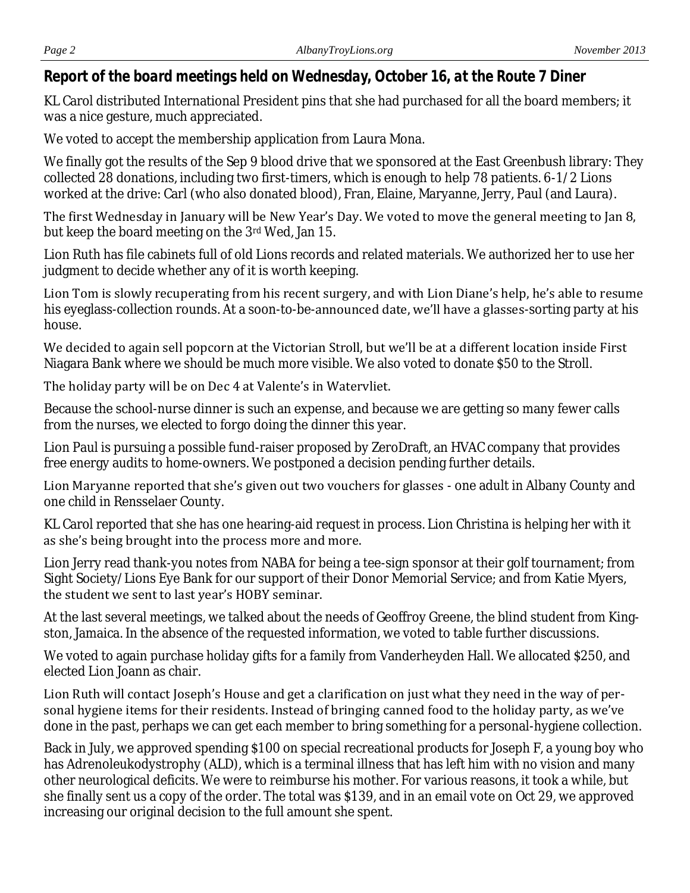## Report of the board meetings held on Wednesday, October 16, at the Route 7 Diner

KL Carol distributed International President pins that she had purchased for all the board members; it was a nice gesture, much appreciated.

We voted to accept the membership application from Laura Mona.

We finally got the results of the Sep 9 blood drive that we sponsored at the East Greenbush library: They collected 28 donations, including two first-timers, which is enough to help 78 patients. 6-1/2 Lions worked at the drive: Carl (who also donated blood), Fran, Elaine, Maryanne, Jerry, Paul (and Laura).

The first Wednesday in January will be New Year's Day. We voted to move the general meeting to Jan 8, but keep the board meeting on the 3rd Wed, Jan 15.

Lion Ruth has file cabinets full of old Lions records and related materials. We authorized her to use her judgment to decide whether any of it is worth keeping.

Lion Tom is slowly recuperating from his recent surgery, and with Lion Diane's help, he's able to resume his eyeglass-collection rounds. At a soon-to-be-announced date, we'll have a glasses-sorting party at his house.

We decided to again sell popcorn at the Victorian Stroll, but we'll be at a different location inside First Niagara Bank where we should be much more visible. We also voted to donate $50 to the Stroll.

The holiday party will be on Dec 4 at Valente's in Watervliet.

Because the school-nurse dinner is such an expense, and because we are getting so many fewer calls from the nurses, we elected to forgo doing the dinner this year.

Lion Paul is pursuing a possible fund-raiser proposed by ZeroDraft, an HVAC company that provides free energy audits to home-owners. We postponed a decision pending further details.

Lion Maryanne reported that she's given out two vouchers for glasses - one adult in Albany County and one child in Rensselaer County.

KL Carol reported that she has one hearing-aid request in process. Lion Christina is helping her with it as she's being brought into the process more and more.

Lion Jerry read thank-you notes from NABA for being a tee-sign sponsor at their golf tournament; from Sight Society/Lions Eye Bank for our support of their Donor Memorial Service; and from Katie Myers, the student we sent to last year's HOBY seminar.

At the last several meetings, we talked about the needs of Geoffroy Greene, the blind student from Kingston, Jamaica. In the absence of the requested information, we voted to table further discussions.

We voted to again purchase holiday gifts for a family from Vanderheyden Hall. We allocated $250, and elected Lion Joann as chair.

Lion Ruth will contact Joseph's House and get a clarification on just what they need in the way of personal hygiene items for their residents. Instead of bringing canned food to the holiday party, as we've done in the past, perhaps we can get each member to bring something for a personal-hygiene collection.

Back in July, we approved spending $100 on special recreational products for Joseph F, a young boy who has Adrenoleukodystrophy (ALD), which is a terminal illness that has left him with no vision and many other neurological deficits. We were to reimburse his mother. For various reasons, it took a while, but she finally sent us a copy of the order. The total was $139, and in an email vote on Oct 29, we approved increasing our original decision to the full amount she spent.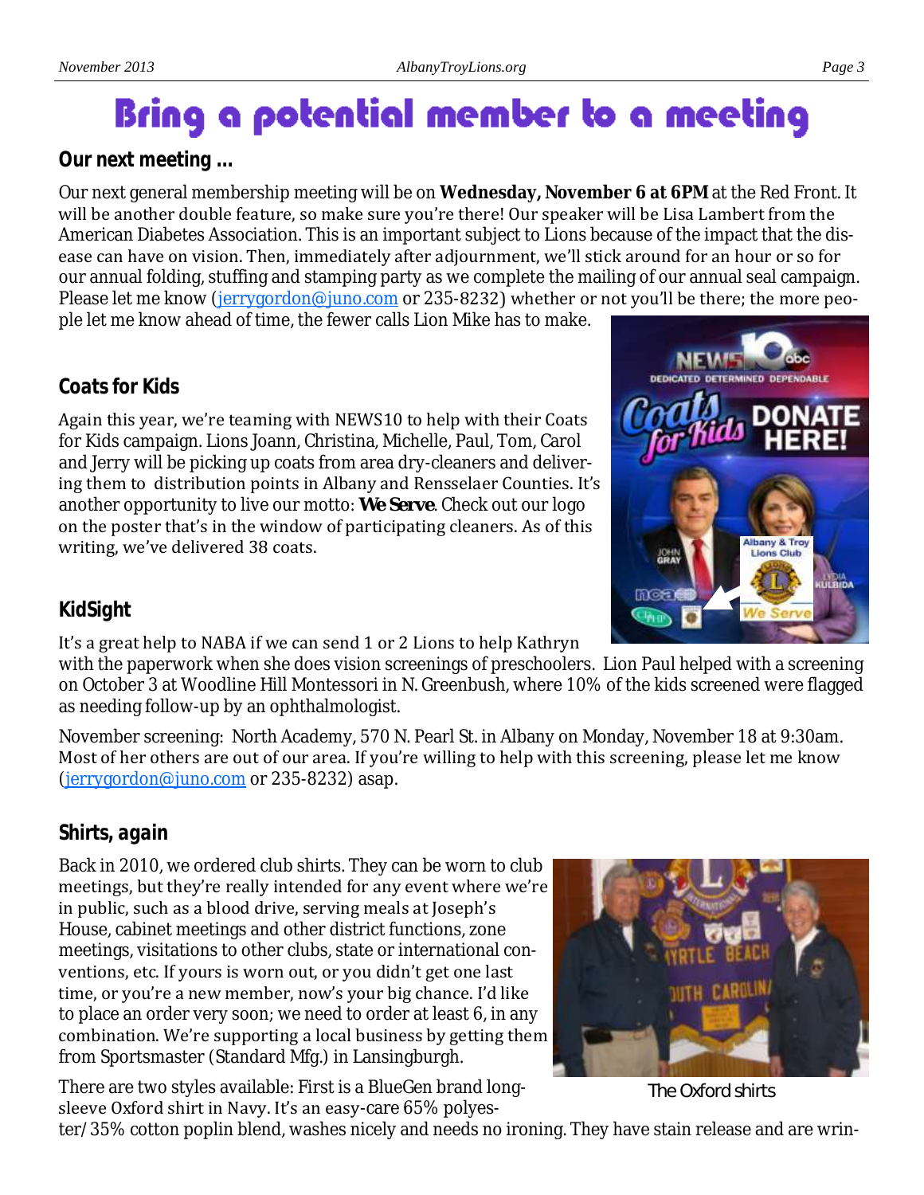# Bring a potential member to a meeting

### Our next meeting …

Our next general membership meeting will be on **Wednesday, November 6 at 6PM** at the Red Front. It will be another double feature, so make sure you're there! Our speaker will be Lisa Lambert from the American Diabetes Association. This is an important subject to Lions because of the impact that the disease can have on vision. Then, immediately after adjournment, we'll stick around for an hour or so for our annual folding, stuffing and stamping party as we complete the mailing of our annual seal campaign. Please let me know (jerrygordon@juno.com or 235-8232) whether or not you'll be there; the more people let me know ahead of time, the fewer calls Lion Mike has to make.

### Coats for Kids

Again this year, we're teaming with NEWS10 to help with their Coats for Kids campaign. Lions Joann, Christina, Michelle, Paul, Tom, Carol and Jerry will be picking up coats from area dry-cleaners and delivering them to distribution points in Albany and Rensselaer Counties. It's another opportunity to live our motto: ***We Serve***. Check out our logo on the poster that's in the window of participating cleaners. As of this writing, we've delivered 38 coats.

### KidSight

It's a great help to NABA if we can send 1 or 2 Lions to help Kathryn with the paperwork when she does vision screenings of preschoolers. Lion Paul helped with a screening on October 3 at Woodline Hill Montessori in N. Greenbush, where 10% of the kids screened were flagged as needing follow-up by an ophthalmologist.

November screening: North Academy, 570 N. Pearl St. in Albany on Monday, November 18 at 9:30am. Most of her others are out of our area. If you're willing to help with this screening, please let me know (jerrygordon@juno.com or 235-8232) asap.

### Shirts, again

Back in 2010, we ordered club shirts. They can be worn to club meetings, but they're really intended for any event where we're in public, such as a blood drive, serving meals at Joseph's House, cabinet meetings and other district functions, zone meetings, visitations to other clubs, state or international conventions, etc. If yours is worn out, or you didn't get one last time, or you're a new member, now's your big chance. I'd like to place an order very soon; we need to order at least 6, in any combination. We're supporting a local business by getting them from Sportsmaster (Standard Mfg.) in Lansingburgh.

The Oxford shirts

There are two styles available: First is a BlueGen brand long-sleeve Oxford shirt in Navy. It's an easy-care 65% polyester/35% cotton poplin blend, washes nicely and needs no ironing. They have stain release and are wrin-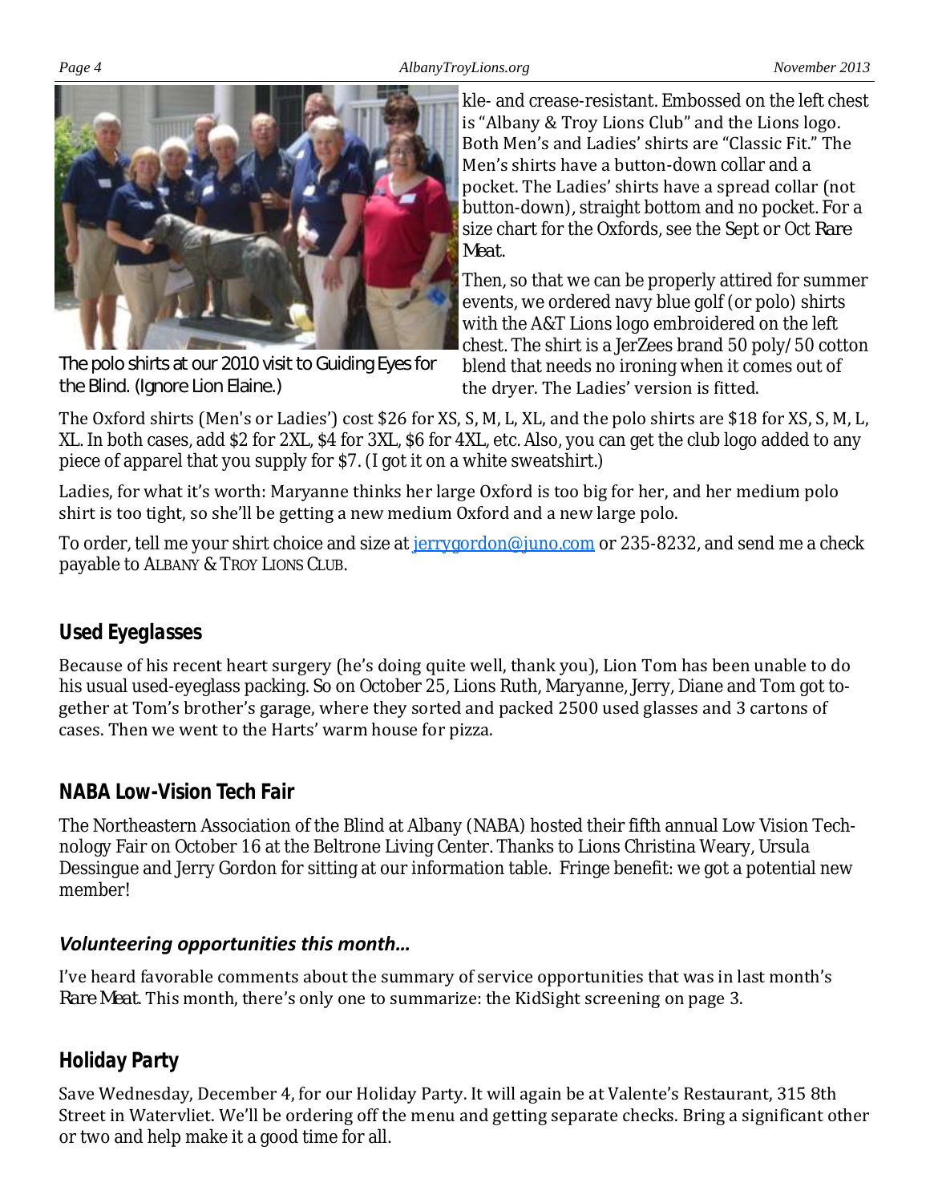kle- and crease-resistant. Embossed on the left chest is “Albany & Troy Lions Club” and the Lions logo. Both Men’s and Ladies’ shirts are “Classic Fit.” The Men’s shirts have a button-down collar and a pocket. The Ladies’ shirts have a spread collar (not button-down), straight bottom and no pocket. For a size chart for the Oxfords, see the Sept or Oct *Rare Meat*.

Then, so that we can be properly attired for summer events, we ordered navy blue golf (or polo) shirts with the A&T Lions logo embroidered on the left chest. The shirt is a JerZees brand 50 poly/50 cotton blend that needs no ironing when it comes out of the dryer. The Ladies’ version is fitted.

The polo shirts at our 2010 visit to Guiding Eyes for the Blind. (Ignore Lion Elaine.)

The Oxford shirts (Men's or Ladies’) cost $26 for XS, S, M, L, XL, and the polo shirts are $18 for XS, S, M, L, XL. In both cases, add $2 for 2XL, $4 for 3XL, $6 for 4XL, etc. Also, you can get the club logo added to any piece of apparel that you supply for $7. (I got it on a white sweatshirt.)

Ladies, for what it’s worth: Maryanne thinks her large Oxford is too big for her, and her medium polo shirt is too tight, so she’ll be getting a new medium Oxford and a new large polo.

To order, tell me your shirt choice and size at jerrygordon@juno.com or 235-8232, and send me a check payable to ALBANY & TROY LIONS CLUB.

## Used Eyeglasses

Because of his recent heart surgery (he’s doing quite well, thank you), Lion Tom has been unable to do his usual used-eyeglass packing. So on October 25, Lions Ruth, Maryanne, Jerry, Diane and Tom got together at Tom’s brother’s garage, where they sorted and packed 2500 used glasses and 3 cartons of cases. Then we went to the Harts’ warm house for pizza.

## NABA Low-Vision Tech Fair

The Northeastern Association of the Blind at Albany (NABA) hosted their fifth annual Low Vision Technology Fair on October 16 at the Beltrone Living Center. Thanks to Lions Christina Weary, Ursula Dessingue and Jerry Gordon for sitting at our information table. Fringe benefit: we got a potential new member!

### *Volunteering opportunities this month…*

I’ve heard favorable comments about the summary of service opportunities that was in last month’s *Rare Meat*. This month, there’s only one to summarize: the KidSight screening on page 3.

## Holiday Party

Save Wednesday, December 4, for our Holiday Party. It will again be at Valente’s Restaurant, 315 8th Street in Watervliet. We’ll be ordering off the menu and getting separate checks. Bring a significant other or two and help make it a good time for all.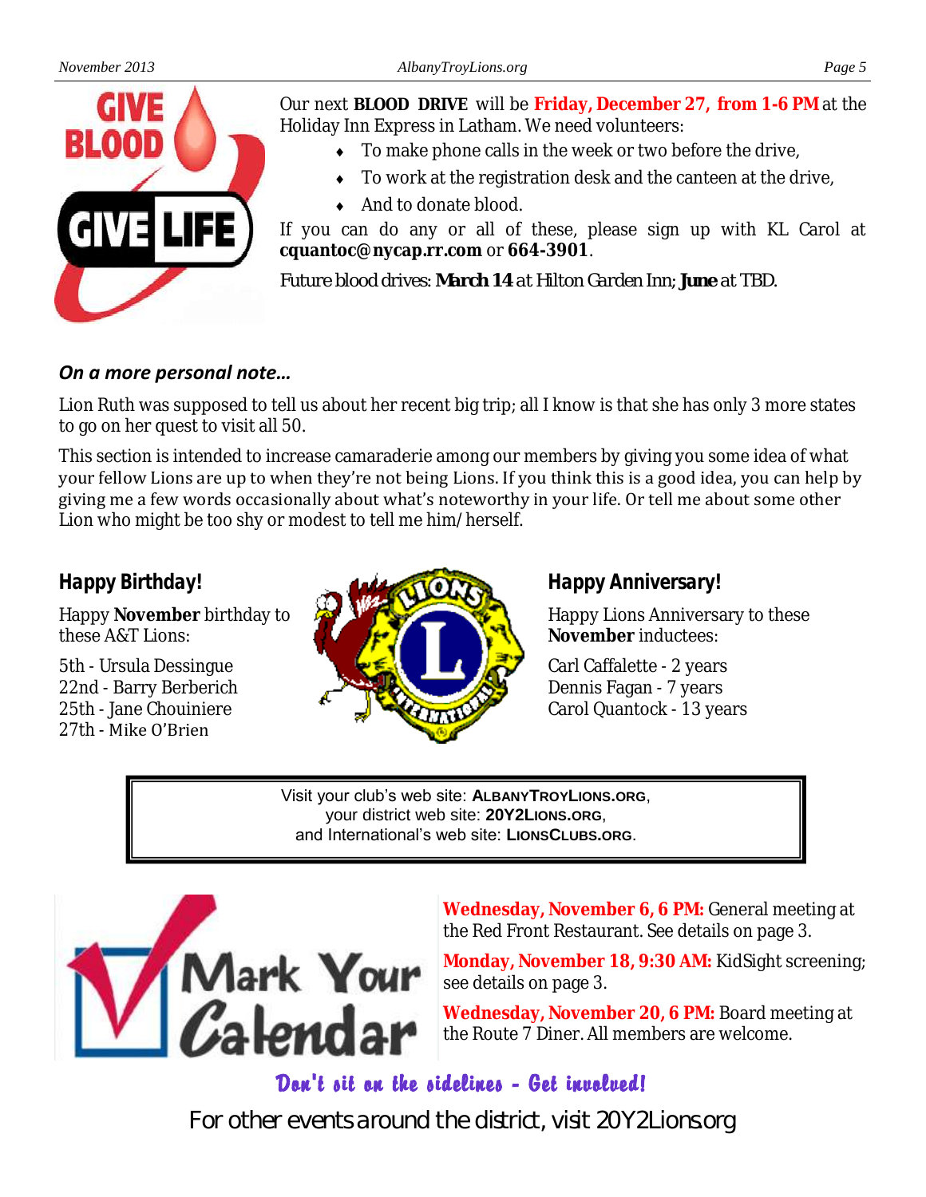Our next **BLOOD DRIVE** will be **Friday, December 27, from 1-6 PM** at the Holiday Inn Express in Latham. We need volunteers:

- To make phone calls in the week or two before the drive,
- To work at the registration desk and the canteen at the drive,
- And to donate blood.

If you can do any or all of these, please sign up with KL Carol at **cquantoc@nycap.rr.com** or **664-3901**.

Future blood drives: **March 14** at Hilton Garden Inn; **June** at TBD.

### *On a more personal note…*

Lion Ruth was supposed to tell us about her recent big trip; all I know is that she has only 3 more states to go on her quest to visit all 50.

This section is intended to increase camaraderie among our members by giving you some idea of what your fellow Lions are up to when they're not being Lions. If you think this is a good idea, you can help by giving me a few words occasionally about what's noteworthy in your life. Or tell me about some other Lion who might be too shy or modest to tell me him/herself.

### Happy Birthday!

Happy **November** birthday to these A&T Lions:

5th - Ursula Dessingue
22nd - Barry Berberich
25th - Jane Chouiniere
27th - Mike O'Brien

### Happy Anniversary!

Happy Lions Anniversary to these **November** inductees:

Carl Caffalette - 2 years
Dennis Fagan - 7 years
Carol Quantock - 13 years

Visit your club's web site: **ALBANYTROYLIONS.ORG**,
your district web site: **20Y2LIONS.ORG**,
and International's web site: **LIONSCLUBS.ORG**.

**Mark Your Calendar**

**Wednesday, November 6, 6 PM:** General meeting at the Red Front Restaurant. See details on page 3.

**Monday, November 18, 9:30 AM:** KidSight screening; see details on page 3.

**Wednesday, November 20, 6 PM:** Board meeting at the Route 7 Diner. All members are welcome.

*Don't sit on the sidelines - Get involved!*

For other events around the district, visit 20Y2Lions.org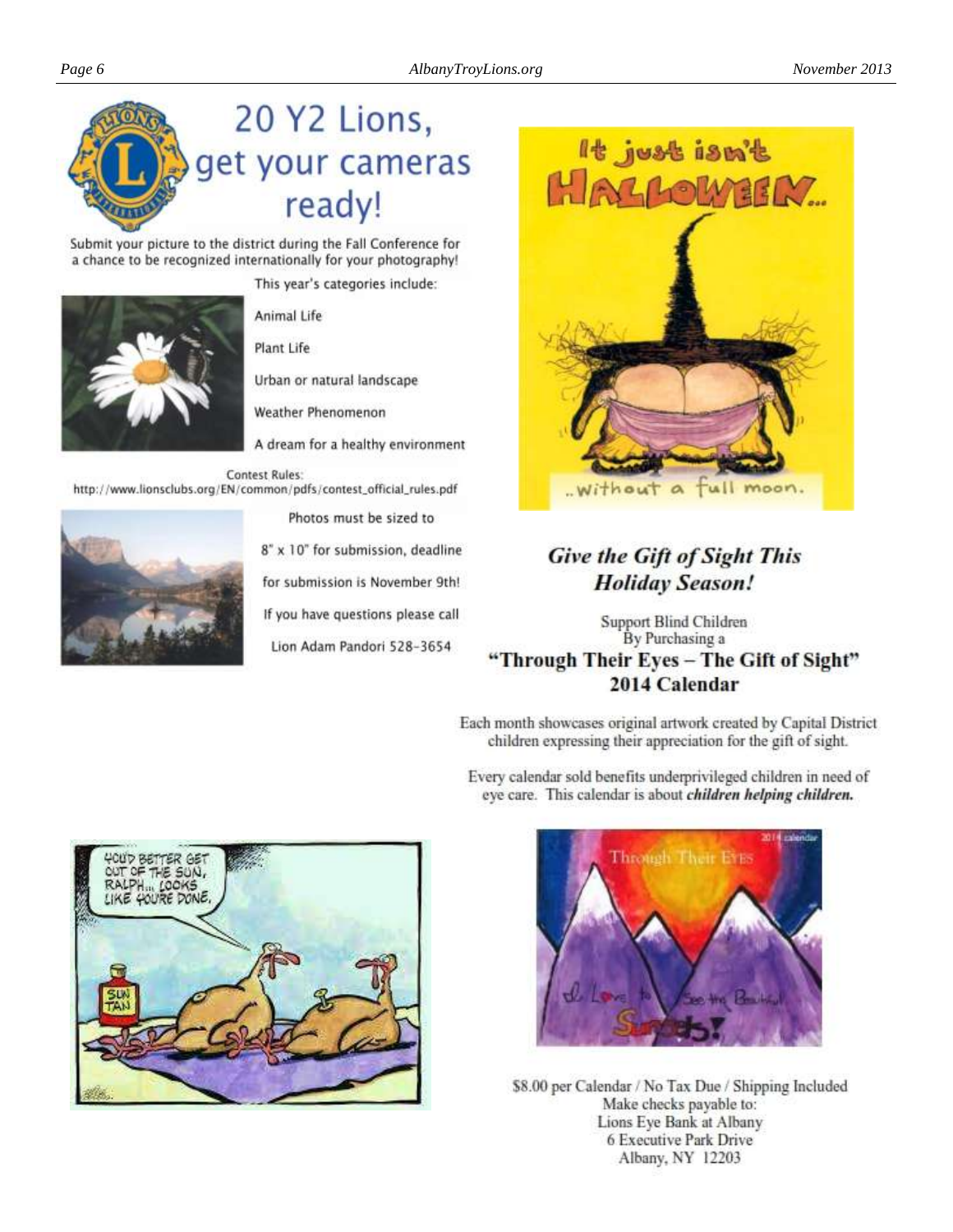# 20 Y2 Lions, get your cameras ready!

Submit your picture to the district during the Fall Conference for a chance to be recognized internationally for your photography!

This year's categories include:

Animal Life

Plant Life

Urban or natural landscape

Weather Phenomenon

A dream for a healthy environment

Contest Rules:
http://www.lionsclubs.org/EN/common/pdfs/contest_official_rules.pdf

Photos must be sized to 8" x 10" for submission, deadline for submission is November 9th! If you have questions please call Lion Adam Pandori 528-3654

## *Give the Gift of Sight This Holiday Season!*

Support Blind Children
By Purchasing a

**"Through Their Eyes – The Gift of Sight" 2014 Calendar**

Each month showcases original artwork created by Capital District children expressing their appreciation for the gift of sight.

Every calendar sold benefits underprivileged children in need of eye care. This calendar is about ***children helping children.***

$8.00 per Calendar / No Tax Due / Shipping Included
Make checks payable to:
Lions Eye Bank at Albany
6 Executive Park Drive
Albany, NY 12203